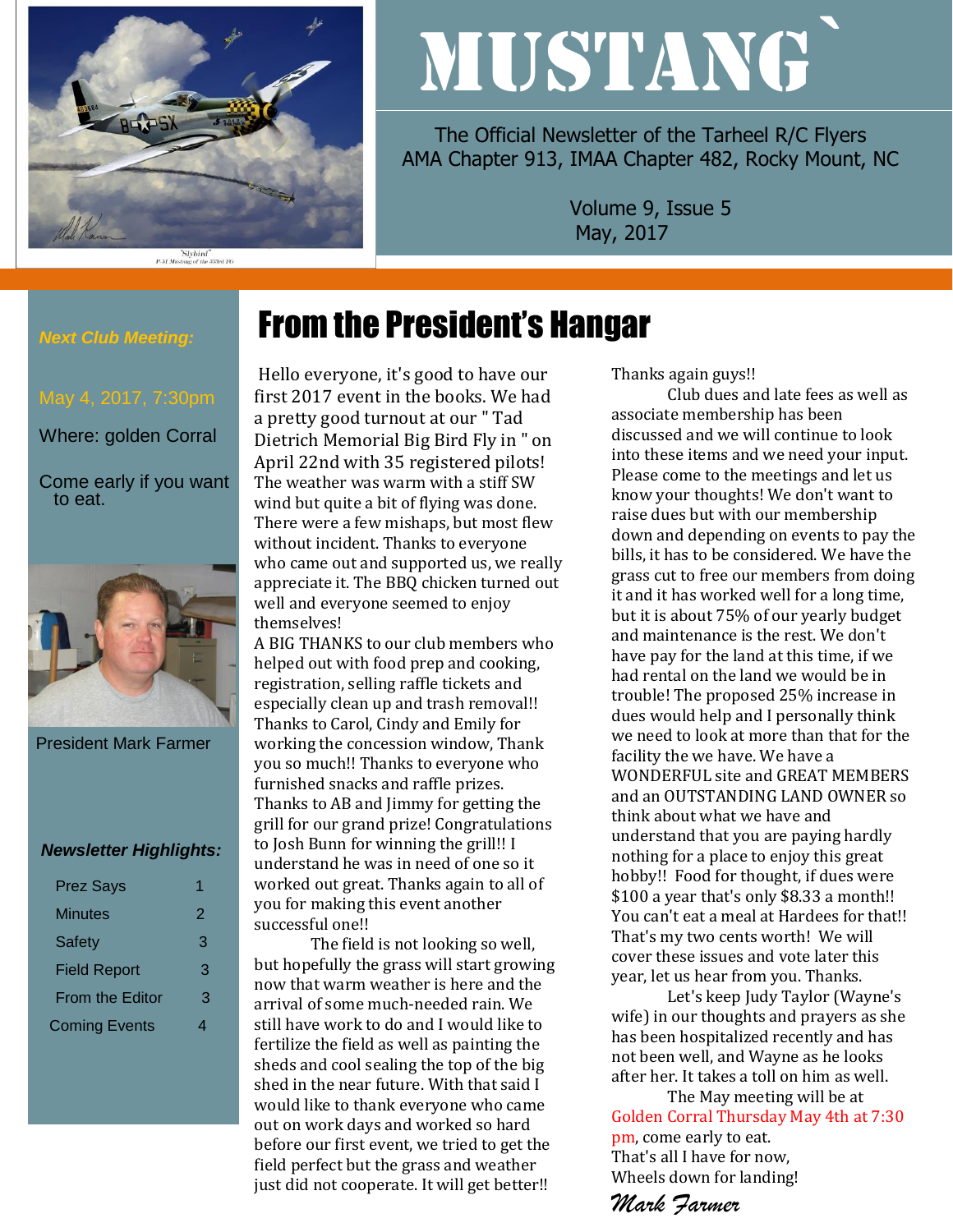# MUSTANG`

The Official Newsletter of the Tarheel R/C Flyers
AMA Chapter 913, IMAA Chapter 482, Rocky Mount, NC

Volume 9, Issue 5
May, 2017

***Next Club Meeting:***

May 4, 2017, 7:30pm

Where: golden Corral

Come early if you want to eat.

President Mark Farmer

***Newsletter Highlights:***

| | |
|---|---|
| Prez Says | 1 |
| Minutes | 2 |
| Safety | 3 |
| Field Report | 3 |
| From the Editor | 3 |
| Coming Events | 4 |

## From the President's Hangar

Hello everyone, it's good to have our first 2017 event in the books. We had a pretty good turnout at our " Tad Dietrich Memorial Big Bird Fly in " on April 22nd with 35 registered pilots! The weather was warm with a stiff SW wind but quite a bit of flying was done. There were a few mishaps, but most flew without incident. Thanks to everyone who came out and supported us, we really appreciate it. The BBQ chicken turned out well and everyone seemed to enjoy themselves!

A BIG THANKS to our club members who helped out with food prep and cooking, registration, selling raffle tickets and especially clean up and trash removal!! Thanks to Carol, Cindy and Emily for working the concession window, Thank you so much!! Thanks to everyone who furnished snacks and raffle prizes. Thanks to AB and Jimmy for getting the grill for our grand prize! Congratulations to Josh Bunn for winning the grill!! I understand he was in need of one so it worked out great. Thanks again to all of you for making this event another successful one!!

The field is not looking so well, but hopefully the grass will start growing now that warm weather is here and the arrival of some much-needed rain. We still have work to do and I would like to fertilize the field as well as painting the sheds and cool sealing the top of the big shed in the near future. With that said I would like to thank everyone who came out on work days and worked so hard before our first event, we tried to get the field perfect but the grass and weather just did not cooperate. It will get better!! Thanks again guys!!

Club dues and late fees as well as associate membership has been discussed and we will continue to look into these items and we need your input. Please come to the meetings and let us know your thoughts! We don't want to raise dues but with our membership down and depending on events to pay the bills, it has to be considered. We have the grass cut to free our members from doing it and it has worked well for a long time, but it is about 75% of our yearly budget and maintenance is the rest. We don't have pay for the land at this time, if we had rental on the land we would be in trouble! The proposed 25% increase in dues would help and I personally think we need to look at more than that for the facility the we have. We have a WONDERFUL site and GREAT MEMBERS and an OUTSTANDING LAND OWNER so think about what we have and understand that you are paying hardly nothing for a place to enjoy this great hobby!! Food for thought, if dues were $100 a year that's only $8.33 a month!! You can't eat a meal at Hardees for that!! That's my two cents worth! We will cover these issues and vote later this year, let us hear from you. Thanks.

Let's keep Judy Taylor (Wayne's wife) in our thoughts and prayers as she has been hospitalized recently and has not been well, and Wayne as he looks after her. It takes a toll on him as well.

The May meeting will be at Golden Corral Thursday May 4th at 7:30 pm, come early to eat.

That's all I have for now,

Wheels down for landing!

*Mark Farmer*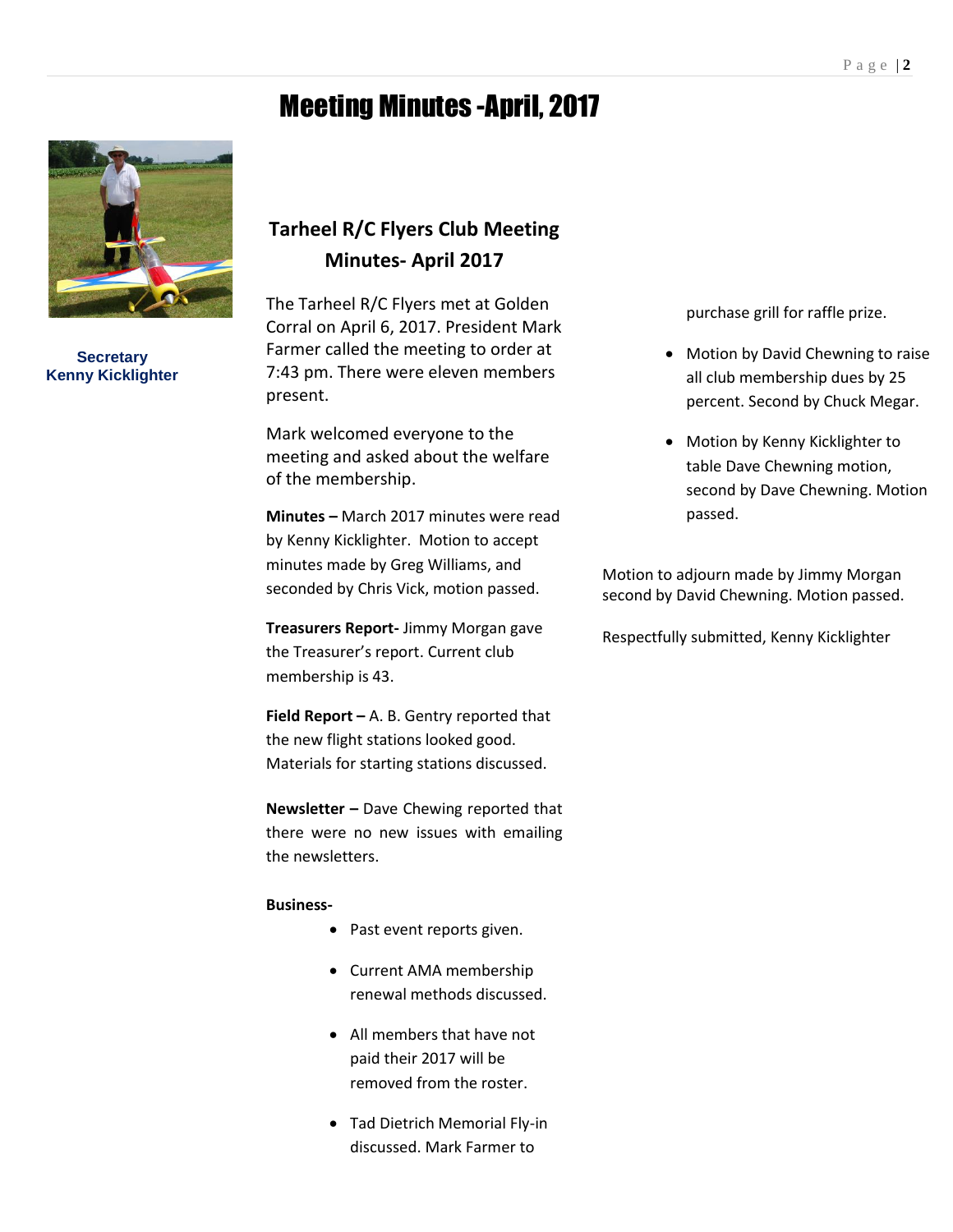# Meeting Minutes -April, 2017

**Secretary**
**Kenny Kicklighter**

## Tarheel R/C Flyers Club Meeting Minutes- April 2017

The Tarheel R/C Flyers met at Golden Corral on April 6, 2017. President Mark Farmer called the meeting to order at 7:43 pm. There were eleven members present.

Mark welcomed everyone to the meeting and asked about the welfare of the membership.

**Minutes –** March 2017 minutes were read by Kenny Kicklighter. Motion to accept minutes made by Greg Williams, and seconded by Chris Vick, motion passed.

**Treasurers Report-** Jimmy Morgan gave the Treasurer's report. Current club membership is 43.

**Field Report –** A. B. Gentry reported that the new flight stations looked good. Materials for starting stations discussed.

**Newsletter –** Dave Chewing reported that there were no new issues with emailing the newsletters.

**Business-**

- Past event reports given.
- Current AMA membership renewal methods discussed.
- All members that have not paid their 2017 will be removed from the roster.
- Tad Dietrich Memorial Fly-in discussed. Mark Farmer to purchase grill for raffle prize.
- Motion by David Chewning to raise all club membership dues by 25 percent. Second by Chuck Megar.
- Motion by Kenny Kicklighter to table Dave Chewning motion, second by Dave Chewning. Motion passed.

Motion to adjourn made by Jimmy Morgan second by David Chewning. Motion passed.

Respectfully submitted, Kenny Kicklighter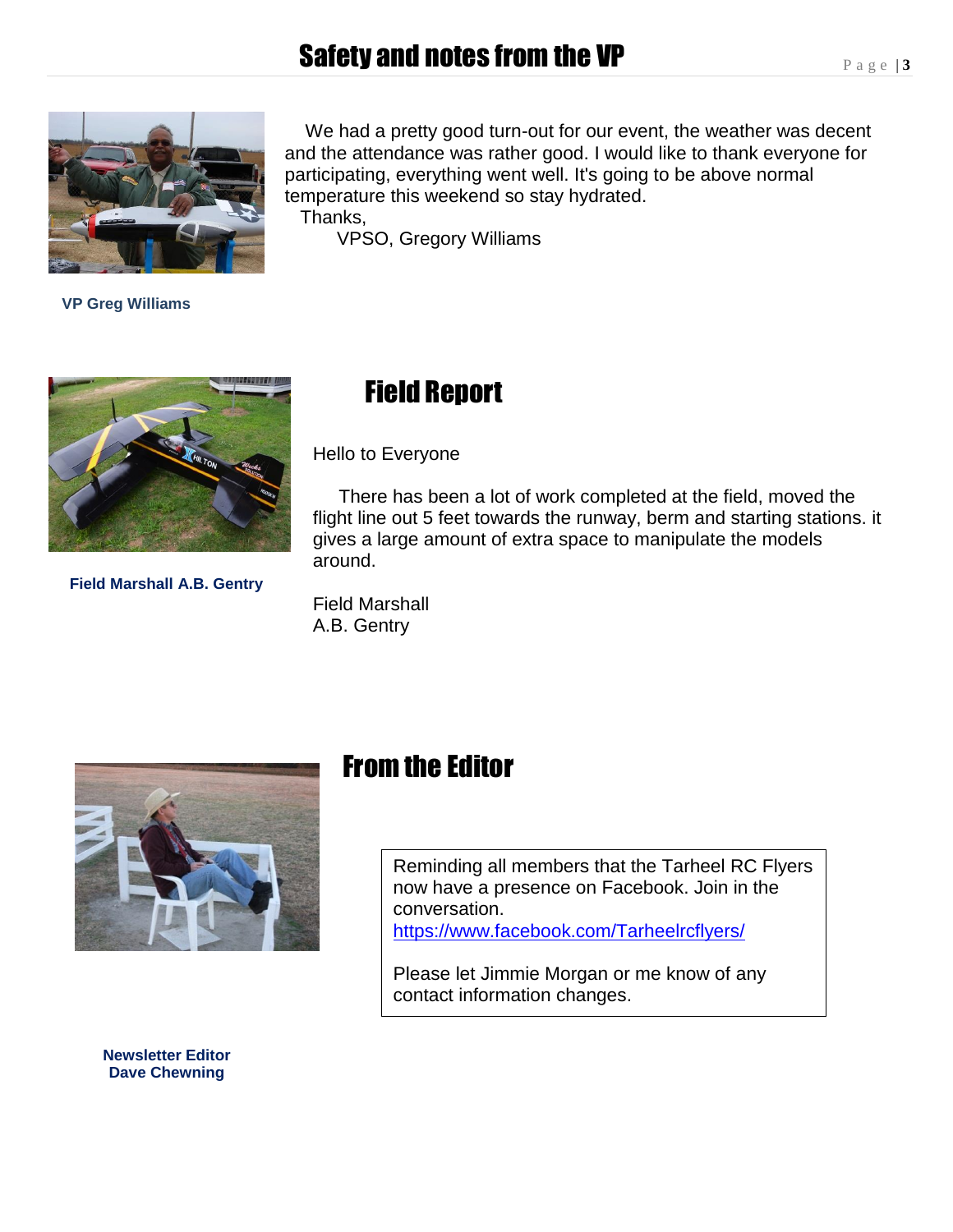# Safety and notes from the VP

We had a pretty good turn-out for our event, the weather was decent and the attendance was rather good. I would like to thank everyone for participating, everything went well. It's going to be above normal temperature this weekend so stay hydrated.

Thanks,

VPSO, Gregory Williams

**VP Greg Williams**

# Field Report

Hello to Everyone

There has been a lot of work completed at the field, moved the flight line out 5 feet towards the runway, berm and starting stations. it gives a large amount of extra space to manipulate the models around.

Field Marshall
A.B. Gentry

**Field Marshall A.B. Gentry**

# From the Editor

Reminding all members that the Tarheel RC Flyers now have a presence on Facebook. Join in the conversation.
https://www.facebook.com/Tarheelrcflyers/

Please let Jimmie Morgan or me know of any contact information changes.

**Newsletter Editor**
**Dave Chewning**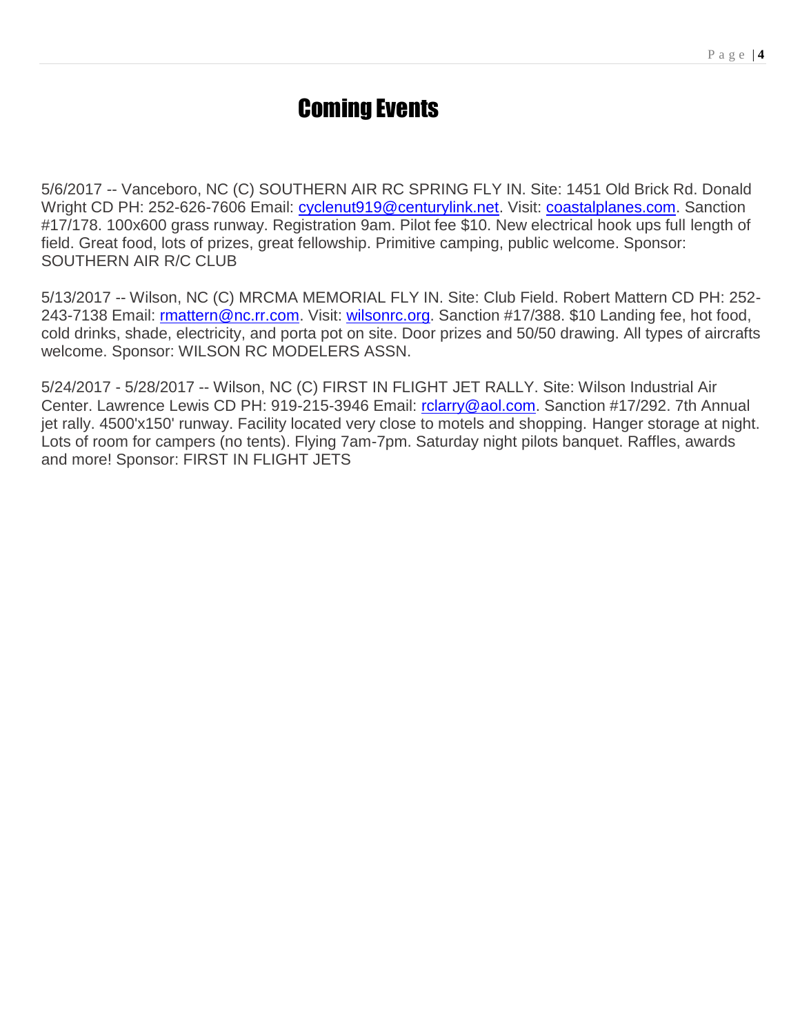# Coming Events

5/6/2017 -- Vanceboro, NC (C) SOUTHERN AIR RC SPRING FLY IN. Site: 1451 Old Brick Rd. Donald Wright CD PH: 252-626-7606 Email: cyclenut919@centurylink.net. Visit: coastalplanes.com. Sanction #17/178. 100x600 grass runway. Registration 9am. Pilot fee $10. New electrical hook ups full length of field. Great food, lots of prizes, great fellowship. Primitive camping, public welcome. Sponsor: SOUTHERN AIR R/C CLUB

5/13/2017 -- Wilson, NC (C) MRCMA MEMORIAL FLY IN. Site: Club Field. Robert Mattern CD PH: 252-243-7138 Email: rmattern@nc.rr.com. Visit: wilsonrc.org. Sanction #17/388. $10 Landing fee, hot food, cold drinks, shade, electricity, and porta pot on site. Door prizes and 50/50 drawing. All types of aircrafts welcome. Sponsor: WILSON RC MODELERS ASSN.

5/24/2017 - 5/28/2017 -- Wilson, NC (C) FIRST IN FLIGHT JET RALLY. Site: Wilson Industrial Air Center. Lawrence Lewis CD PH: 919-215-3946 Email: rclarry@aol.com. Sanction #17/292. 7th Annual jet rally. 4500'x150' runway. Facility located very close to motels and shopping. Hanger storage at night. Lots of room for campers (no tents). Flying 7am-7pm. Saturday night pilots banquet. Raffles, awards and more! Sponsor: FIRST IN FLIGHT JETS